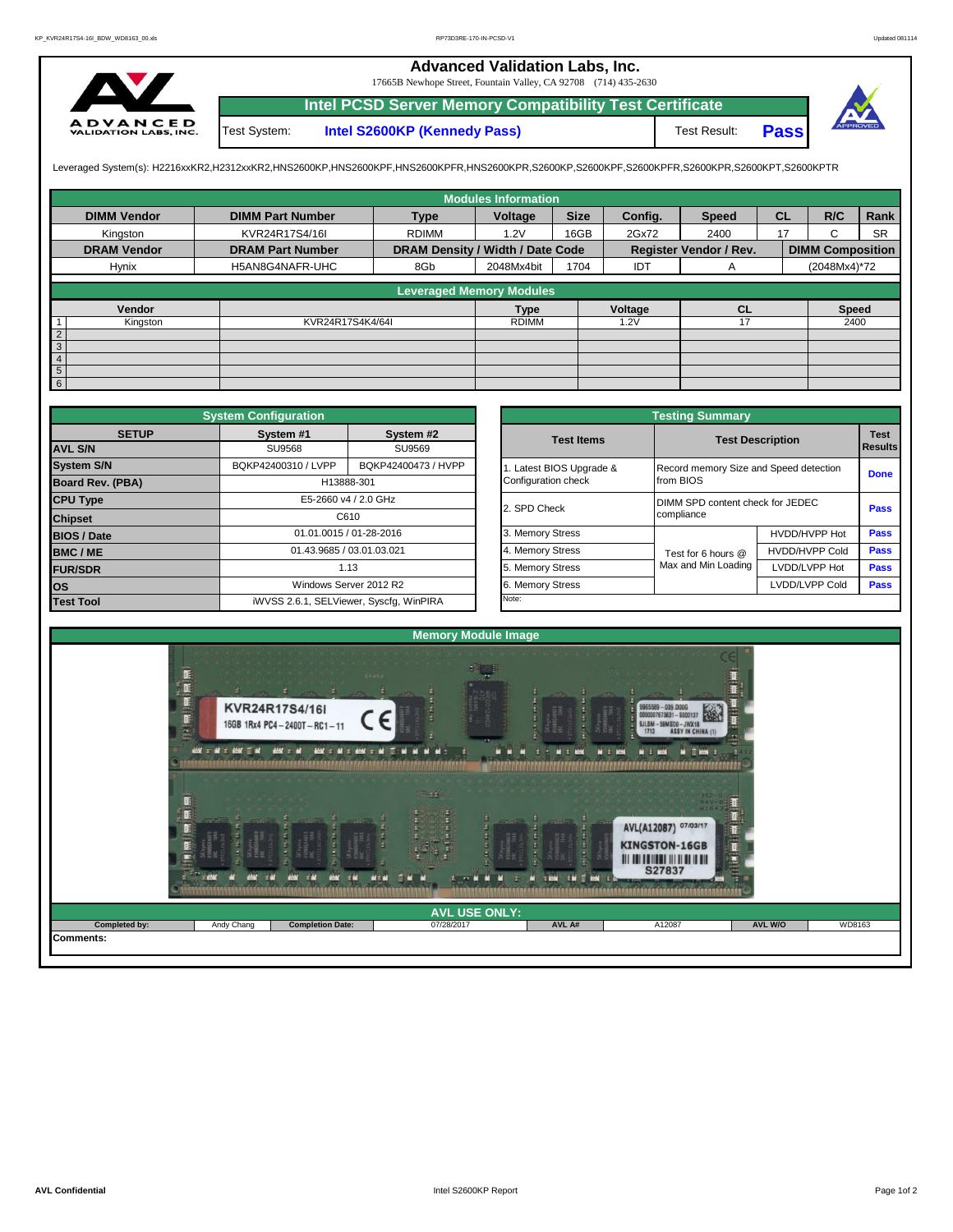# Advanced Validation Labs, Inc.

17665B Newhope Street, Fountain Valley, CA 92708 (714) 435-2630

## Intel PCSD Server Memory Compatibility Test Certificate

Test System: **Intel S2600KP (Kennedy Pass)** Test Result: **Pass**

Leveraged System(s): H2216xxKR2,H2312xxKR2,HNS2600KP,HNS2600KPF,HNS2600KPFR,HNS2600KPR,S2600KP,S2600KPF,S2600KPFR,S2600KPR,S2600KPT,S2600KPTR

### Modules Information

| DIMM Vendor | DIMM Part Number | Type | Voltage | Size | Config. | Speed | CL | R/C | Rank |
|---|---|---|---|---|---|---|---|---|---|
| Kingston | KVR24R17S4/16I | RDIMM | 1.2V | 16GB | 2Gx72 | 2400 | 17 | C | SR |
| **DRAM Vendor** | **DRAM Part Number** | **DRAM Density / Width / Date Code** | | | **Register Vendor / Rev.** | | **DIMM Composition** | | |
| Hynix | H5AN8G4NAFR-UHC | 8Gb | 2048Mx4bit | 1704 | IDT | A | (2048Mx4)*72 | | |

### Leveraged Memory Modules

| | Vendor | | Type | Voltage | CL | Speed |
|---|---|---|---|---|---|---|
| 1 | Kingston | KVR24R17S4K4/64I | RDIMM | 1.2V | 17 | 2400 |
| 2 | | | | | | |
| 3 | | | | | | |
| 4 | | | | | | |
| 5 | | | | | | |
| 6 | | | | | | |

### System Configuration

| SETUP | System #1 | System #2 |
|---|---|---|
| AVL S/N | SU9568 | SU9569 |
| System S/N | BQKP42400310 / LVPP | BQKP42400473 / HVPP |
| Board Rev. (PBA) | H13888-301 | |
| CPU Type | E5-2660 v4 / 2.0 GHz | |
| Chipset | C610 | |
| BIOS / Date | 01.01.0015 / 01-28-2016 | |
| BMC / ME | 01.43.9685 / 03.01.03.021 | |
| FUR/SDR | 1.13 | |
| OS | Windows Server 2012 R2 | |
| Test Tool | iWVSS 2.6.1, SELViewer, Syscfg, WinPIRA | |

### Testing Summary

| Test Items | Test Description | | Test Results |
|---|---|---|---|
| 1. Latest BIOS Upgrade & Configuration check | Record memory Size and Speed detection from BIOS | | Done |
| 2. SPD Check | DIMM SPD content check for JEDEC compliance | | Pass |
| 3. Memory Stress | Test for 6 hours @ Max and Min Loading | HVDD/HVPP Hot | Pass |
| 4. Memory Stress | | HVDD/HVPP Cold | Pass |
| 5. Memory Stress | | LVDD/LVPP Hot | Pass |
| 6. Memory Stress | | LVDD/LVPP Cold | Pass |
| Note: | | | |

### Memory Module Image

### AVL USE ONLY:

| Completed by: | Andy Chang | Completion Date: | 07/28/2017 | AVL A# | A12087 | AVL W/O | WD8163 |
|---|---|---|---|---|---|---|---|

**Comments:**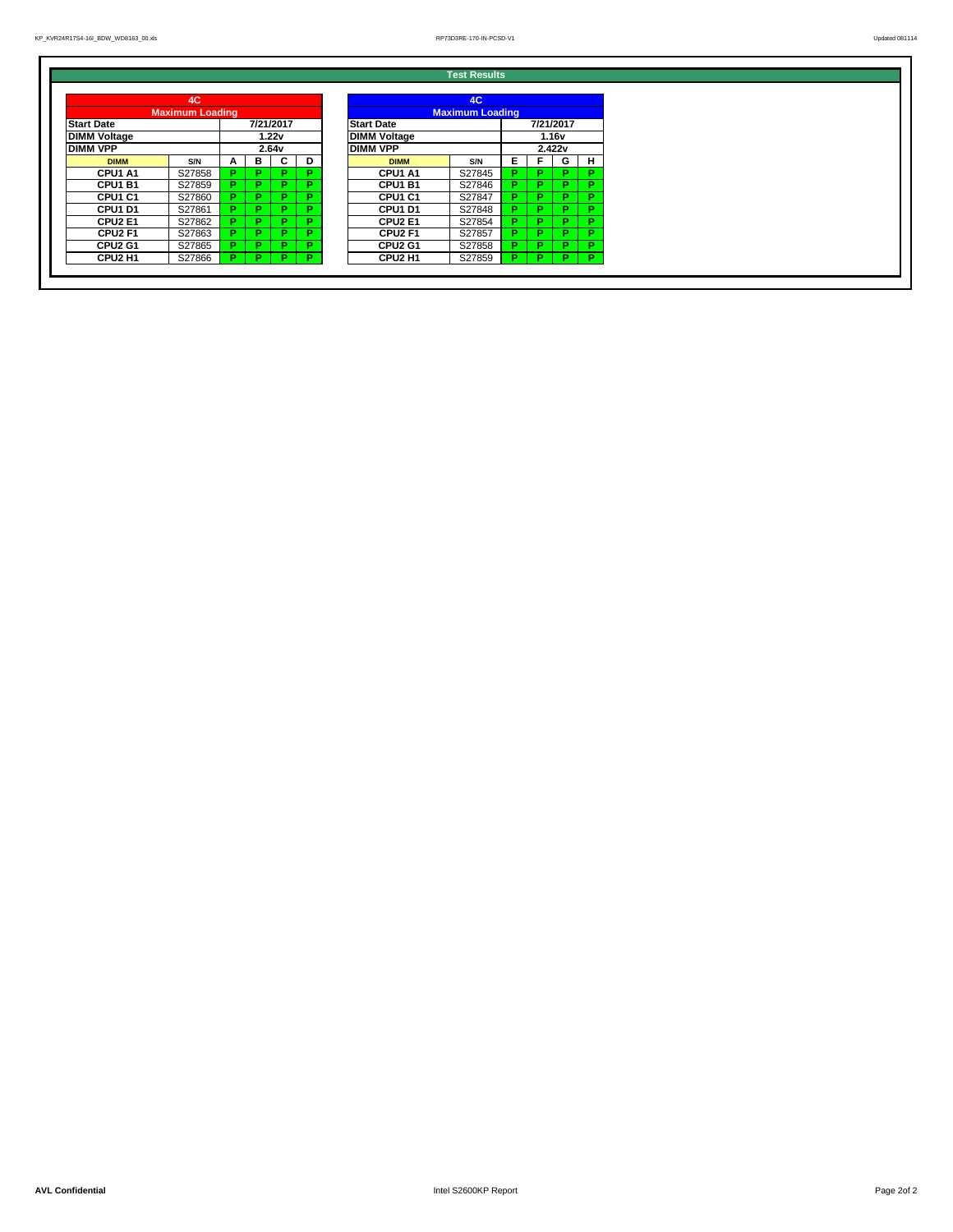## Test Results

| 4C Maximum Loading | | | | | |
|---|---|---|---|---|---|
| Start Date | | 7/21/2017 | | | |
| DIMM Voltage | | 1.22v | | | |
| DIMM VPP | | 2.64v | | | |
| DIMM | S/N | A | B | C | D |
| CPU1 A1 | S27858 | P | P | P | P |
| CPU1 B1 | S27859 | P | P | P | P |
| CPU1 C1 | S27860 | P | P | P | P |
| CPU1 D1 | S27861 | P | P | P | P |
| CPU2 E1 | S27862 | P | P | P | P |
| CPU2 F1 | S27863 | P | P | P | P |
| CPU2 G1 | S27865 | P | P | P | P |
| CPU2 H1 | S27866 | P | P | P | P |

| 4C Maximum Loading | | | | | |
|---|---|---|---|---|---|
| Start Date | | 7/21/2017 | | | |
| DIMM Voltage | | 1.16v | | | |
| DIMM VPP | | 2.422v | | | |
| DIMM | S/N | E | F | G | H |
| CPU1 A1 | S27845 | P | P | P | P |
| CPU1 B1 | S27846 | P | P | P | P |
| CPU1 C1 | S27847 | P | P | P | P |
| CPU1 D1 | S27848 | P | P | P | P |
| CPU2 E1 | S27854 | P | P | P | P |
| CPU2 F1 | S27857 | P | P | P | P |
| CPU2 G1 | S27858 | P | P | P | P |
| CPU2 H1 | S27859 | P | P | P | P |